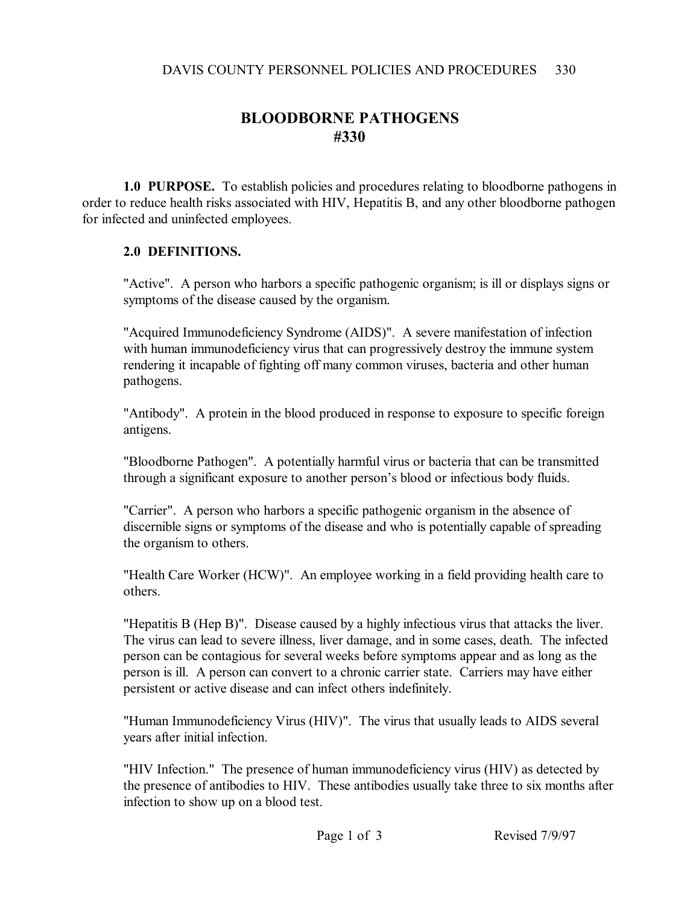# BLOODBORNE PATHOGENS
# #330

**1.0 PURPOSE.** To establish policies and procedures relating to bloodborne pathogens in order to reduce health risks associated with HIV, Hepatitis B, and any other bloodborne pathogen for infected and uninfected employees.

**2.0 DEFINITIONS.**

"Active". A person who harbors a specific pathogenic organism; is ill or displays signs or symptoms of the disease caused by the organism.

"Acquired Immunodeficiency Syndrome (AIDS)". A severe manifestation of infection with human immunodeficiency virus that can progressively destroy the immune system rendering it incapable of fighting off many common viruses, bacteria and other human pathogens.

"Antibody". A protein in the blood produced in response to exposure to specific foreign antigens.

"Bloodborne Pathogen". A potentially harmful virus or bacteria that can be transmitted through a significant exposure to another person's blood or infectious body fluids.

"Carrier". A person who harbors a specific pathogenic organism in the absence of discernible signs or symptoms of the disease and who is potentially capable of spreading the organism to others.

"Health Care Worker (HCW)". An employee working in a field providing health care to others.

"Hepatitis B (Hep B)". Disease caused by a highly infectious virus that attacks the liver. The virus can lead to severe illness, liver damage, and in some cases, death. The infected person can be contagious for several weeks before symptoms appear and as long as the person is ill. A person can convert to a chronic carrier state. Carriers may have either persistent or active disease and can infect others indefinitely.

"Human Immunodeficiency Virus (HIV)". The virus that usually leads to AIDS several years after initial infection.

"HIV Infection." The presence of human immunodeficiency virus (HIV) as detected by the presence of antibodies to HIV. These antibodies usually take three to six months after infection to show up on a blood test.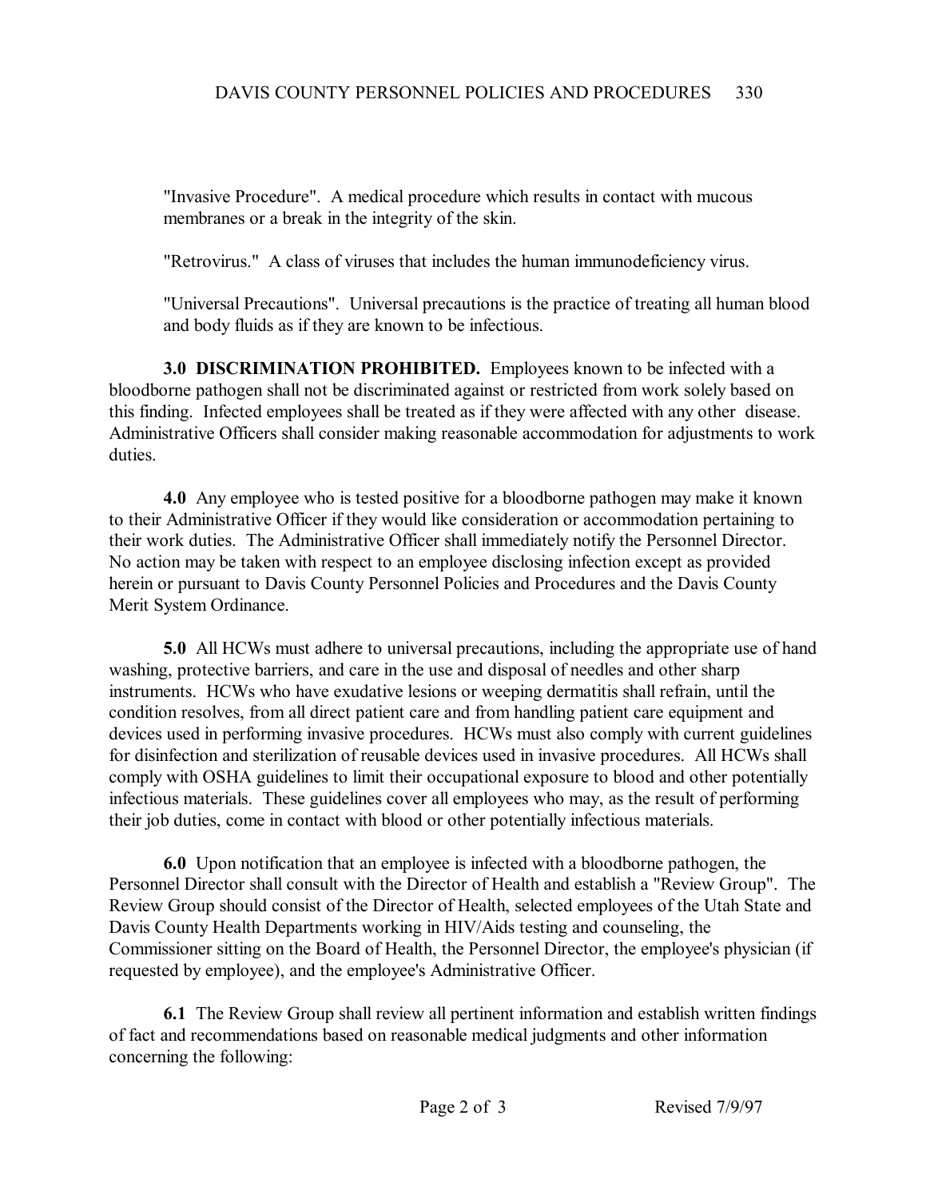"Invasive Procedure". A medical procedure which results in contact with mucous membranes or a break in the integrity of the skin.

"Retrovirus." A class of viruses that includes the human immunodeficiency virus.

"Universal Precautions". Universal precautions is the practice of treating all human blood and body fluids as if they are known to be infectious.

**3.0 DISCRIMINATION PROHIBITED.** Employees known to be infected with a bloodborne pathogen shall not be discriminated against or restricted from work solely based on this finding. Infected employees shall be treated as if they were affected with any other disease. Administrative Officers shall consider making reasonable accommodation for adjustments to work duties.

**4.0** Any employee who is tested positive for a bloodborne pathogen may make it known to their Administrative Officer if they would like consideration or accommodation pertaining to their work duties. The Administrative Officer shall immediately notify the Personnel Director. No action may be taken with respect to an employee disclosing infection except as provided herein or pursuant to Davis County Personnel Policies and Procedures and the Davis County Merit System Ordinance.

**5.0** All HCWs must adhere to universal precautions, including the appropriate use of hand washing, protective barriers, and care in the use and disposal of needles and other sharp instruments. HCWs who have exudative lesions or weeping dermatitis shall refrain, until the condition resolves, from all direct patient care and from handling patient care equipment and devices used in performing invasive procedures. HCWs must also comply with current guidelines for disinfection and sterilization of reusable devices used in invasive procedures. All HCWs shall comply with OSHA guidelines to limit their occupational exposure to blood and other potentially infectious materials. These guidelines cover all employees who may, as the result of performing their job duties, come in contact with blood or other potentially infectious materials.

**6.0** Upon notification that an employee is infected with a bloodborne pathogen, the Personnel Director shall consult with the Director of Health and establish a "Review Group". The Review Group should consist of the Director of Health, selected employees of the Utah State and Davis County Health Departments working in HIV/Aids testing and counseling, the Commissioner sitting on the Board of Health, the Personnel Director, the employee's physician (if requested by employee), and the employee's Administrative Officer.

**6.1** The Review Group shall review all pertinent information and establish written findings of fact and recommendations based on reasonable medical judgments and other information concerning the following: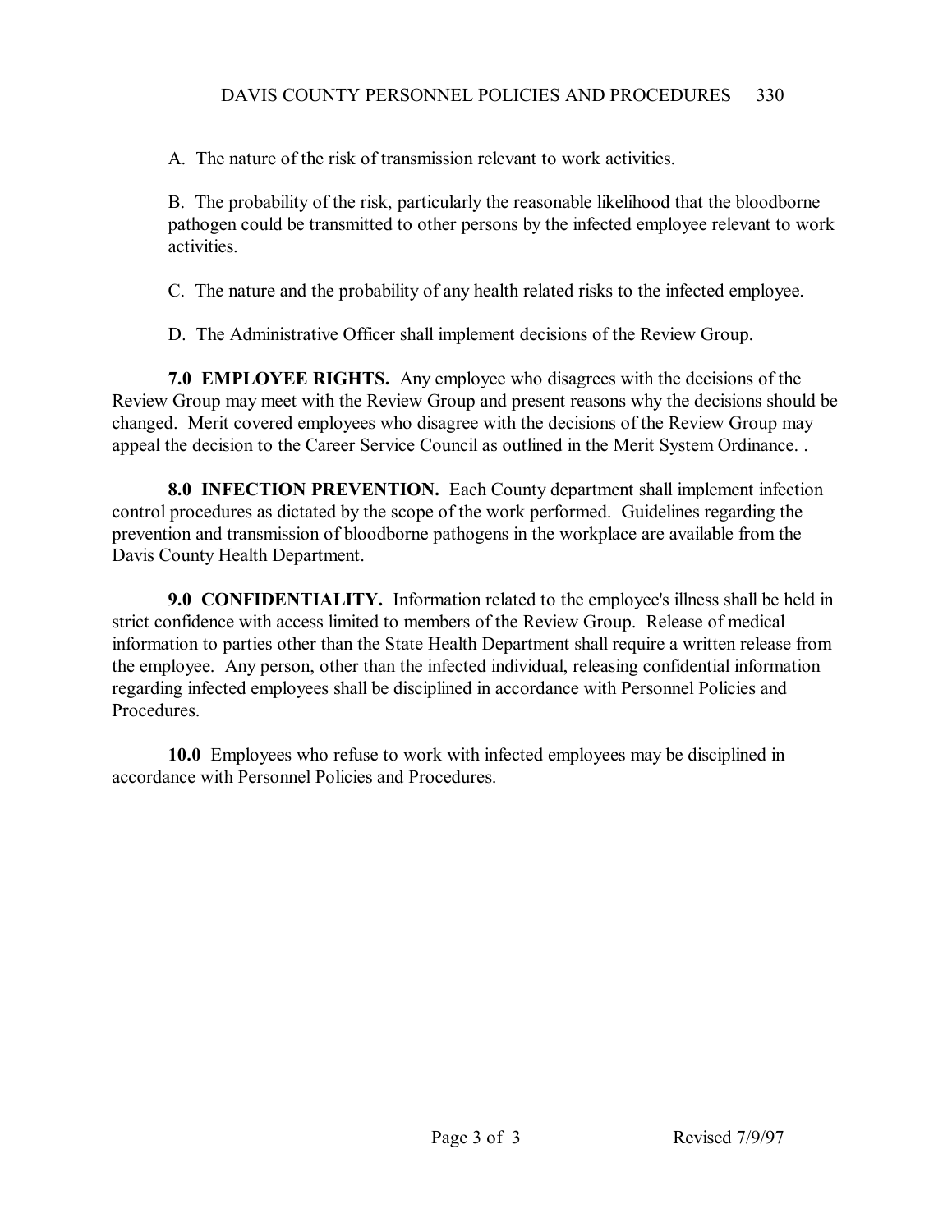A. The nature of the risk of transmission relevant to work activities.

B. The probability of the risk, particularly the reasonable likelihood that the bloodborne pathogen could be transmitted to other persons by the infected employee relevant to work activities.

C. The nature and the probability of any health related risks to the infected employee.

D. The Administrative Officer shall implement decisions of the Review Group.

**7.0 EMPLOYEE RIGHTS.** Any employee who disagrees with the decisions of the Review Group may meet with the Review Group and present reasons why the decisions should be changed. Merit covered employees who disagree with the decisions of the Review Group may appeal the decision to the Career Service Council as outlined in the Merit System Ordinance. .

**8.0 INFECTION PREVENTION.** Each County department shall implement infection control procedures as dictated by the scope of the work performed. Guidelines regarding the prevention and transmission of bloodborne pathogens in the workplace are available from the Davis County Health Department.

**9.0 CONFIDENTIALITY.** Information related to the employee's illness shall be held in strict confidence with access limited to members of the Review Group. Release of medical information to parties other than the State Health Department shall require a written release from the employee. Any person, other than the infected individual, releasing confidential information regarding infected employees shall be disciplined in accordance with Personnel Policies and Procedures.

**10.0** Employees who refuse to work with infected employees may be disciplined in accordance with Personnel Policies and Procedures.

Revised 7/9/97